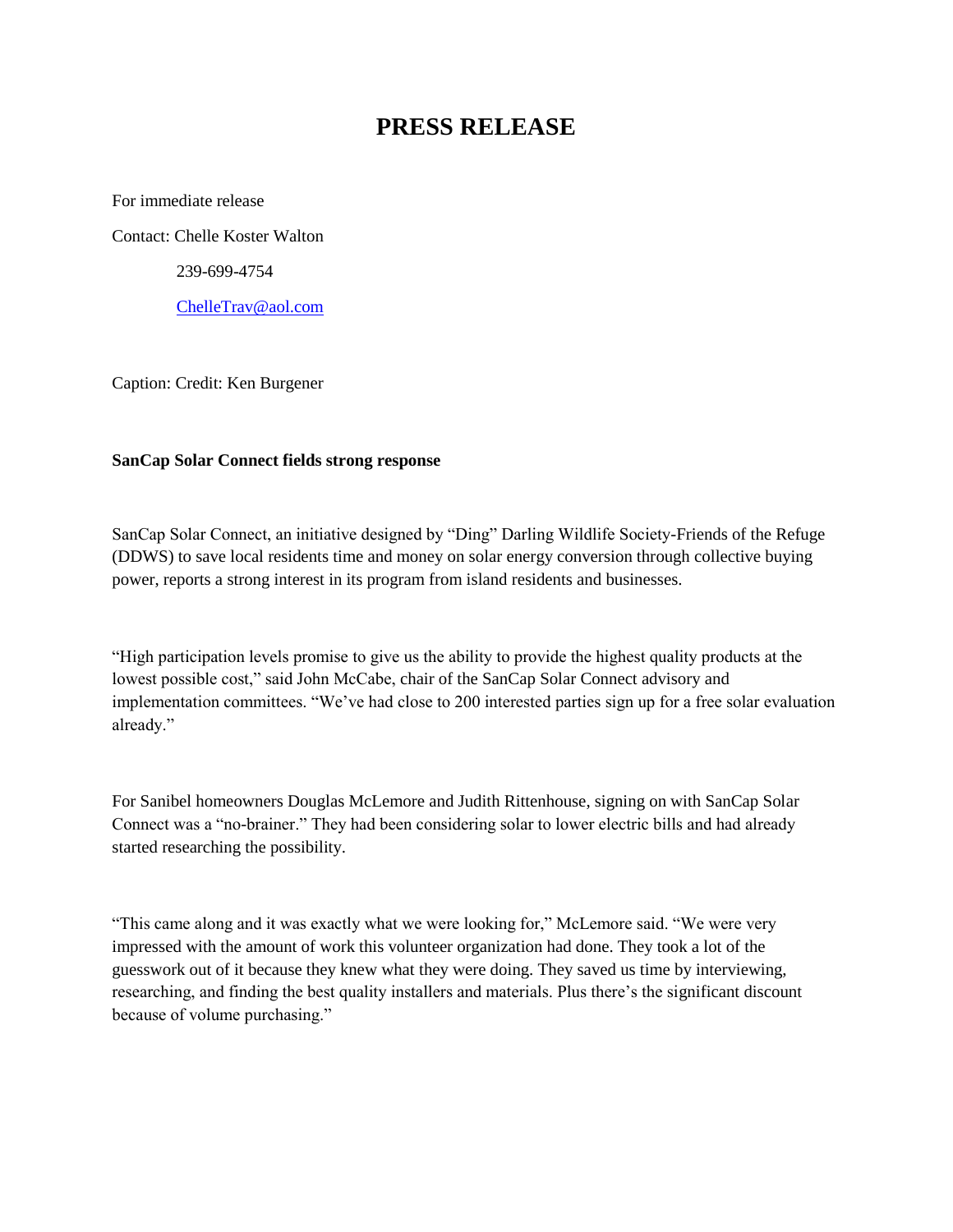# PRESS RELEASE

For immediate release

Contact: Chelle Koster Walton

239-699-4754

ChelleTrav@aol.com

Caption: Credit: Ken Burgener

**SanCap Solar Connect fields strong response**

SanCap Solar Connect, an initiative designed by "Ding" Darling Wildlife Society-Friends of the Refuge (DDWS) to save local residents time and money on solar energy conversion through collective buying power, reports a strong interest in its program from island residents and businesses.

"High participation levels promise to give us the ability to provide the highest quality products at the lowest possible cost," said John McCabe, chair of the SanCap Solar Connect advisory and implementation committees. "We've had close to 200 interested parties sign up for a free solar evaluation already."

For Sanibel homeowners Douglas McLemore and Judith Rittenhouse, signing on with SanCap Solar Connect was a "no-brainer." They had been considering solar to lower electric bills and had already started researching the possibility.

"This came along and it was exactly what we were looking for," McLemore said. "We were very impressed with the amount of work this volunteer organization had done. They took a lot of the guesswork out of it because they knew what they were doing. They saved us time by interviewing, researching, and finding the best quality installers and materials. Plus there's the significant discount because of volume purchasing."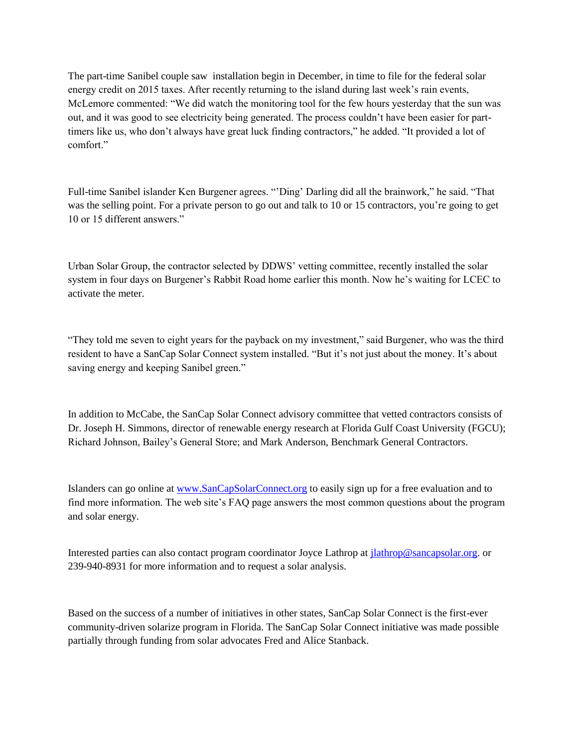The part-time Sanibel couple saw installation begin in December, in time to file for the federal solar energy credit on 2015 taxes. After recently returning to the island during last week's rain events, McLemore commented: "We did watch the monitoring tool for the few hours yesterday that the sun was out, and it was good to see electricity being generated. The process couldn't have been easier for part-timers like us, who don't always have great luck finding contractors," he added. "It provided a lot of comfort."

Full-time Sanibel islander Ken Burgener agrees. "'Ding' Darling did all the brainwork," he said. "That was the selling point. For a private person to go out and talk to 10 or 15 contractors, you're going to get 10 or 15 different answers."

Urban Solar Group, the contractor selected by DDWS' vetting committee, recently installed the solar system in four days on Burgener's Rabbit Road home earlier this month. Now he's waiting for LCEC to activate the meter.

"They told me seven to eight years for the payback on my investment," said Burgener, who was the third resident to have a SanCap Solar Connect system installed. "But it's not just about the money. It's about saving energy and keeping Sanibel green."

In addition to McCabe, the SanCap Solar Connect advisory committee that vetted contractors consists of Dr. Joseph H. Simmons, director of renewable energy research at Florida Gulf Coast University (FGCU); Richard Johnson, Bailey's General Store; and Mark Anderson, Benchmark General Contractors.

Islanders can go online at [www.SanCapSolarConnect.org](http://www.SanCapSolarConnect.org) to easily sign up for a free evaluation and to find more information. The web site's FAQ page answers the most common questions about the program and solar energy.

Interested parties can also contact program coordinator Joyce Lathrop at [jlathrop@sancapsolar.org](mailto:jlathrop@sancapsolar.org). or 239-940-8931 for more information and to request a solar analysis.

Based on the success of a number of initiatives in other states, SanCap Solar Connect is the first-ever community-driven solarize program in Florida. The SanCap Solar Connect initiative was made possible partially through funding from solar advocates Fred and Alice Stanback.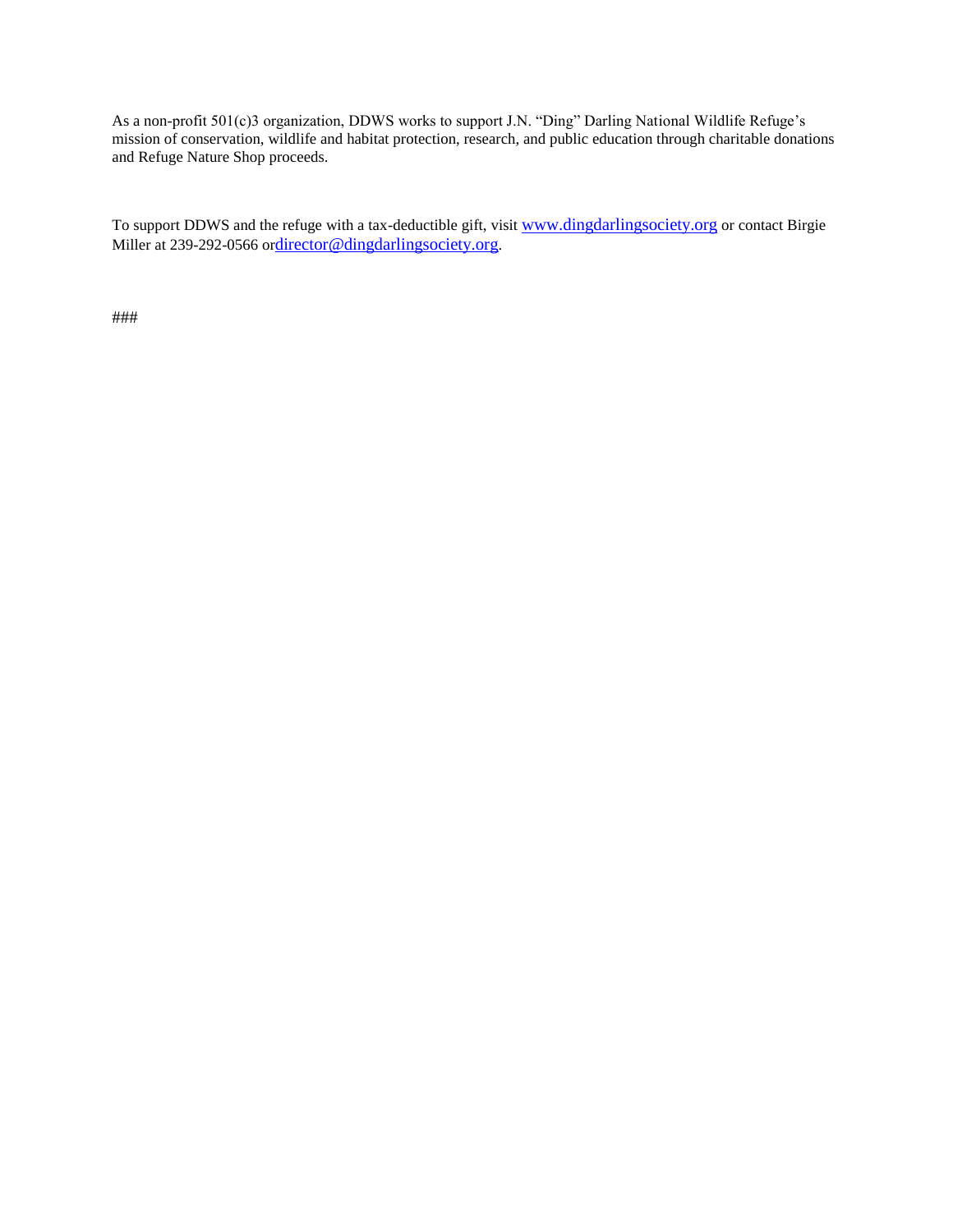As a non-profit 501(c)3 organization, DDWS works to support J.N. "Ding" Darling National Wildlife Refuge's mission of conservation, wildlife and habitat protection, research, and public education through charitable donations and Refuge Nature Shop proceeds.

To support DDWS and the refuge with a tax-deductible gift, visit www.dingdarlingsociety.org or contact Birgie Miller at 239-292-0566 ordirector@dingdarlingsociety.org.

###